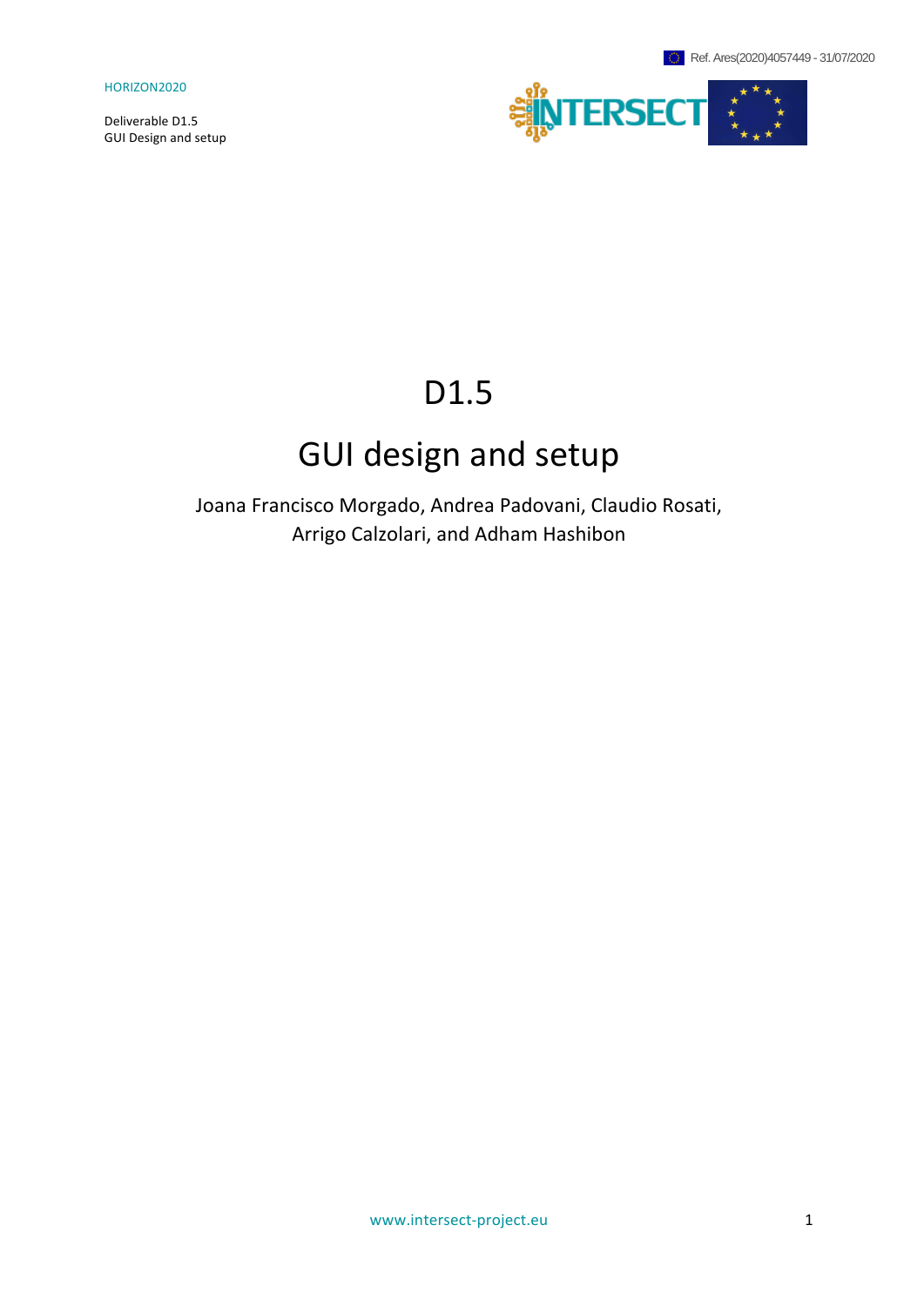Ref. Ares(2020)4057449 - 31/07/2020

HORIZON2020

Deliverable D1.5
GUI Design and setup

# D1.5

# GUI design and setup

Joana Francisco Morgado, Andrea Padovani, Claudio Rosati, Arrigo Calzolari, and Adham Hashibon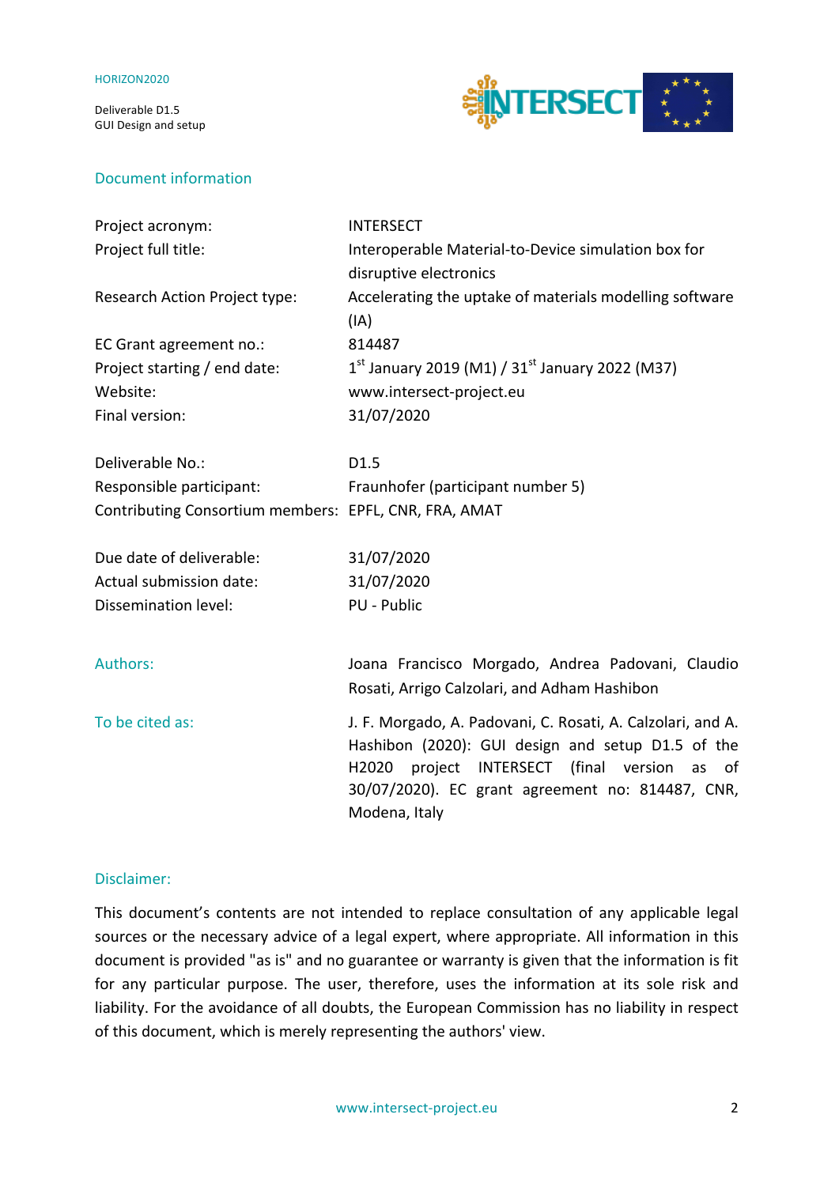## Document information

| | |
|---|---|
| Project acronym: | INTERSECT |
| Project full title: | Interoperable Material-to-Device simulation box for disruptive electronics |
| Research Action Project type: | Accelerating the uptake of materials modelling software (IA) |
| EC Grant agreement no.: | 814487 |
| Project starting / end date: | 1st January 2019 (M1) / 31st January 2022 (M37) |
| Website: | www.intersect-project.eu |
| Final version: | 31/07/2020 |
| | |
| Deliverable No.: | D1.5 |
| Responsible participant: | Fraunhofer (participant number 5) |
| Contributing Consortium members: | EPFL, CNR, FRA, AMAT |
| | |
| Due date of deliverable: | 31/07/2020 |
| Actual submission date: | 31/07/2020 |
| Dissemination level: | PU - Public |

**Authors:** Joana Francisco Morgado, Andrea Padovani, Claudio Rosati, Arrigo Calzolari, and Adham Hashibon

**To be cited as:** J. F. Morgado, A. Padovani, C. Rosati, A. Calzolari, and A. Hashibon (2020): GUI design and setup D1.5 of the H2020 project INTERSECT (final version as of 30/07/2020). EC grant agreement no: 814487, CNR, Modena, Italy

## Disclaimer:

This document's contents are not intended to replace consultation of any applicable legal sources or the necessary advice of a legal expert, where appropriate. All information in this document is provided "as is" and no guarantee or warranty is given that the information is fit for any particular purpose. The user, therefore, uses the information at its sole risk and liability. For the avoidance of all doubts, the European Commission has no liability in respect of this document, which is merely representing the authors' view.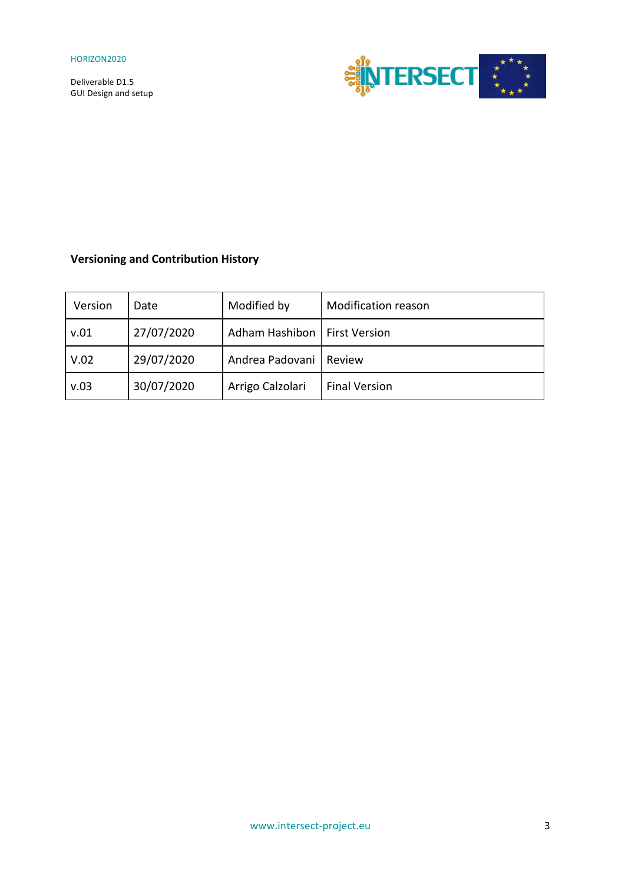**Versioning and Contribution History**

| Version | Date | Modified by | Modification reason |
| --- | --- | --- | --- |
| v.01 | 27/07/2020 | Adham Hashibon | First Version |
| V.02 | 29/07/2020 | Andrea Padovani | Review |
| v.03 | 30/07/2020 | Arrigo Calzolari | Final Version |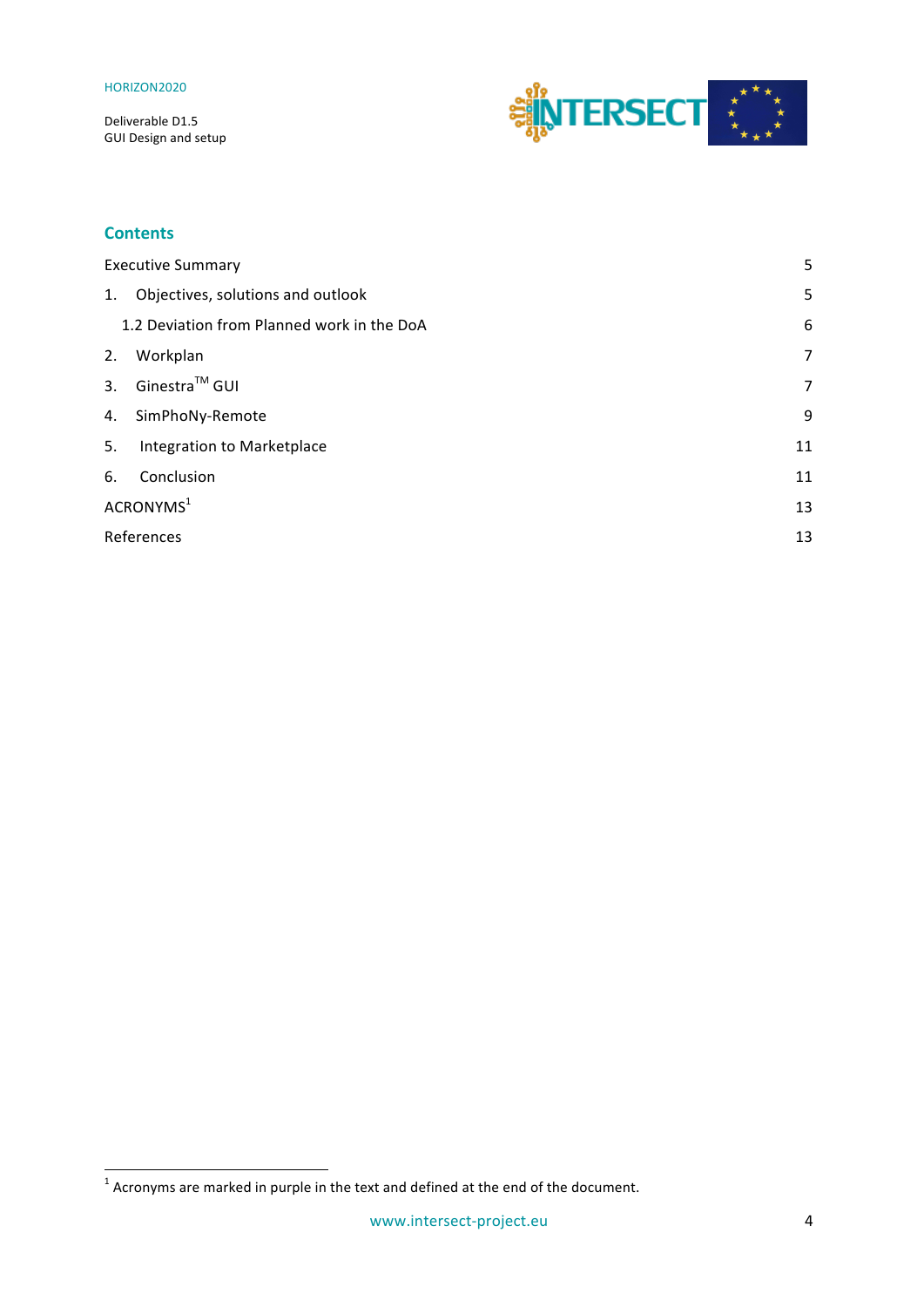## Contents

| | |
|---|---|
| Executive Summary | 5 |
| 1. Objectives, solutions and outlook | 5 |
| 1.2 Deviation from Planned work in the DoA | 6 |
| 2. Workplan | 7 |
| 3. Ginestra™ GUI | 7 |
| 4. SimPhoNy-Remote | 9 |
| 5. Integration to Marketplace | 11 |
| 6. Conclusion | 11 |
| ACRONYMS[1] | 13 |
| References | 13 |

[1] Acronyms are marked in purple in the text and defined at the end of the document.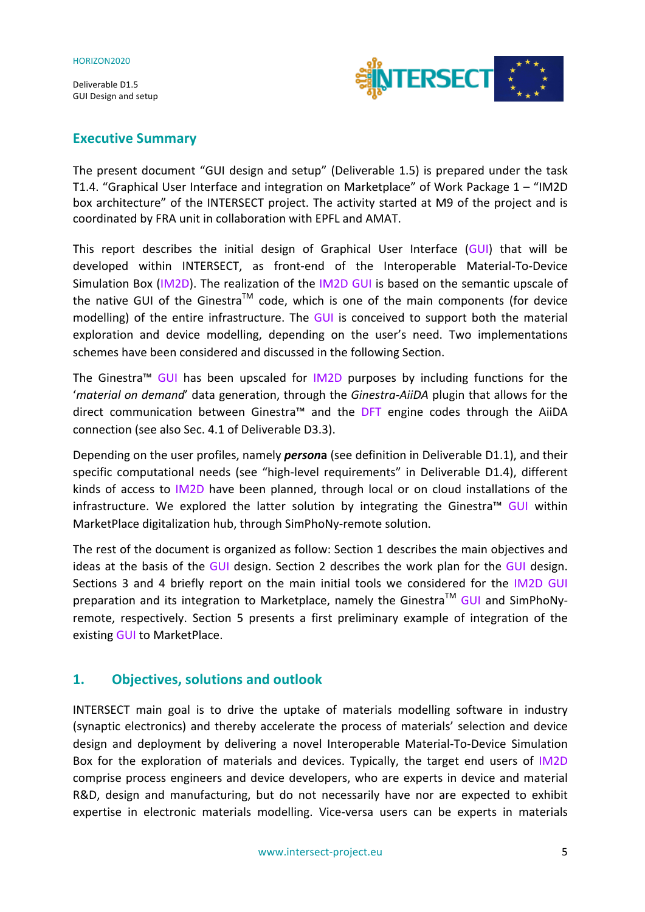## Executive Summary

The present document "GUI design and setup" (Deliverable 1.5) is prepared under the task T1.4. "Graphical User Interface and integration on Marketplace" of Work Package 1 – "IM2D box architecture" of the INTERSECT project. The activity started at M9 of the project and is coordinated by FRA unit in collaboration with EPFL and AMAT.

This report describes the initial design of Graphical User Interface (GUI) that will be developed within INTERSECT, as front-end of the Interoperable Material-To-Device Simulation Box (IM2D). The realization of the IM2D GUI is based on the semantic upscale of the native GUI of the Ginestra™ code, which is one of the main components (for device modelling) of the entire infrastructure. The GUI is conceived to support both the material exploration and device modelling, depending on the user's need. Two implementations schemes have been considered and discussed in the following Section.

The Ginestra™ GUI has been upscaled for IM2D purposes by including functions for the '*material on demand*' data generation, through the *Ginestra-AiiDA* plugin that allows for the direct communication between Ginestra™ and the DFT engine codes through the AiiDA connection (see also Sec. 4.1 of Deliverable D3.3).

Depending on the user profiles, namely ***persona*** (see definition in Deliverable D1.1), and their specific computational needs (see "high-level requirements" in Deliverable D1.4), different kinds of access to IM2D have been planned, through local or on cloud installations of the infrastructure. We explored the latter solution by integrating the Ginestra™ GUI within MarketPlace digitalization hub, through SimPhoNy-remote solution.

The rest of the document is organized as follow: Section 1 describes the main objectives and ideas at the basis of the GUI design. Section 2 describes the work plan for the GUI design. Sections 3 and 4 briefly report on the main initial tools we considered for the IM2D GUI preparation and its integration to Marketplace, namely the Ginestra™ GUI and SimPhoNy-remote, respectively. Section 5 presents a first preliminary example of integration of the existing GUI to MarketPlace.

## 1. Objectives, solutions and outlook

INTERSECT main goal is to drive the uptake of materials modelling software in industry (synaptic electronics) and thereby accelerate the process of materials' selection and device design and deployment by delivering a novel Interoperable Material-To-Device Simulation Box for the exploration of materials and devices. Typically, the target end users of IM2D comprise process engineers and device developers, who are experts in device and material R&D, design and manufacturing, but do not necessarily have nor are expected to exhibit expertise in electronic materials modelling. Vice-versa users can be experts in materials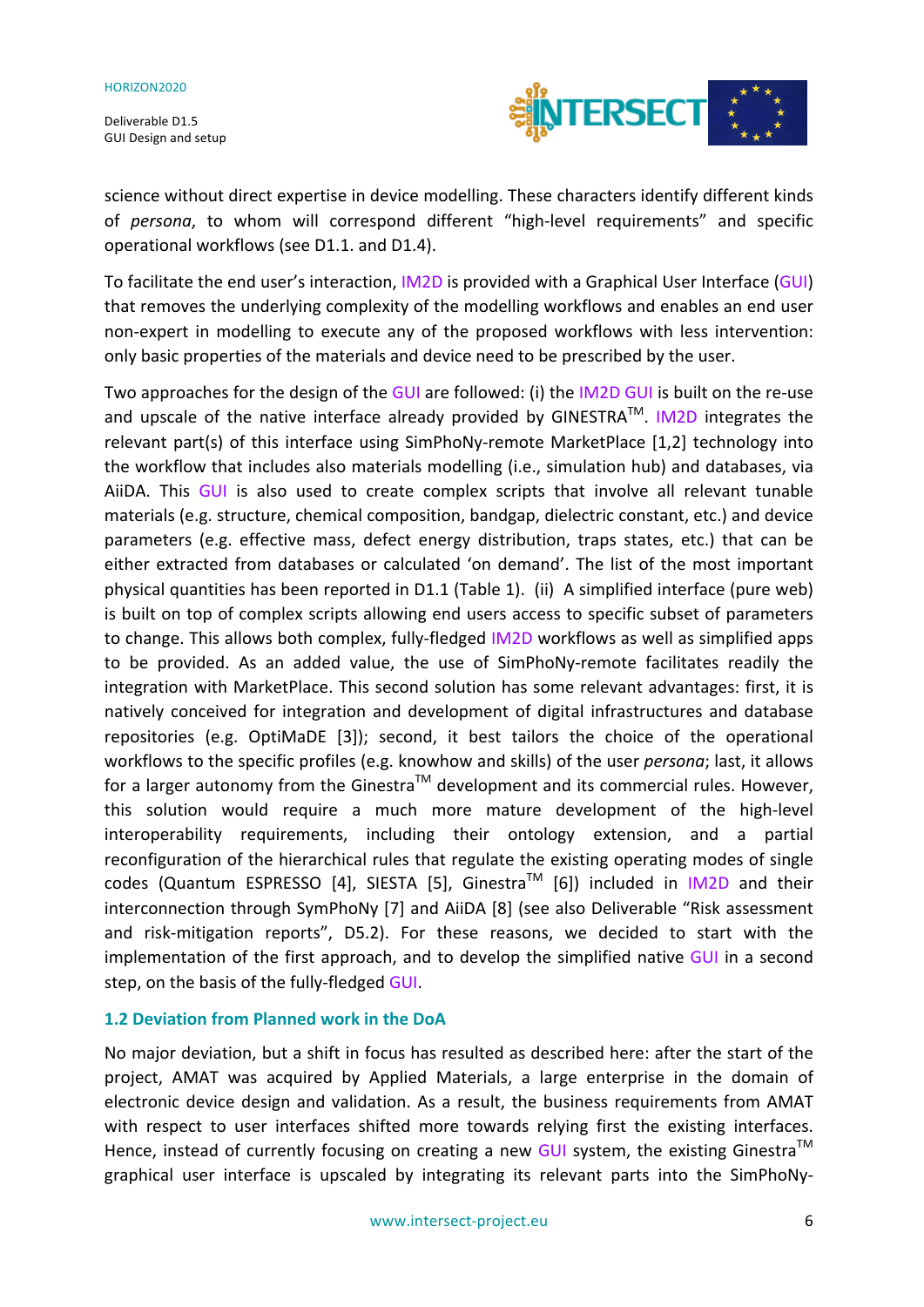science without direct expertise in device modelling. These characters identify different kinds of *persona*, to whom will correspond different "high-level requirements" and specific operational workflows (see D1.1. and D1.4).

To facilitate the end user's interaction, IM2D is provided with a Graphical User Interface (GUI) that removes the underlying complexity of the modelling workflows and enables an end user non-expert in modelling to execute any of the proposed workflows with less intervention: only basic properties of the materials and device need to be prescribed by the user.

Two approaches for the design of the GUI are followed: (i) the IM2D GUI is built on the re-use and upscale of the native interface already provided by GINESTRA™. IM2D integrates the relevant part(s) of this interface using SimPhoNy-remote MarketPlace [1,2] technology into the workflow that includes also materials modelling (i.e., simulation hub) and databases, via AiiDA. This GUI is also used to create complex scripts that involve all relevant tunable materials (e.g. structure, chemical composition, bandgap, dielectric constant, etc.) and device parameters (e.g. effective mass, defect energy distribution, traps states, etc.) that can be either extracted from databases or calculated 'on demand'. The list of the most important physical quantities has been reported in D1.1 (Table 1). (ii) A simplified interface (pure web) is built on top of complex scripts allowing end users access to specific subset of parameters to change. This allows both complex, fully-fledged IM2D workflows as well as simplified apps to be provided. As an added value, the use of SimPhoNy-remote facilitates readily the integration with MarketPlace. This second solution has some relevant advantages: first, it is natively conceived for integration and development of digital infrastructures and database repositories (e.g. OptiMaDE [3]); second, it best tailors the choice of the operational workflows to the specific profiles (e.g. knowhow and skills) of the user *persona*; last, it allows for a larger autonomy from the Ginestra™ development and its commercial rules. However, this solution would require a much more mature development of the high-level interoperability requirements, including their ontology extension, and a partial reconfiguration of the hierarchical rules that regulate the existing operating modes of single codes (Quantum ESPRESSO [4], SIESTA [5], Ginestra™ [6]) included in IM2D and their interconnection through SymPhoNy [7] and AiiDA [8] (see also Deliverable "Risk assessment and risk-mitigation reports", D5.2). For these reasons, we decided to start with the implementation of the first approach, and to develop the simplified native GUI in a second step, on the basis of the fully-fledged GUI.

### 1.2 Deviation from Planned work in the DoA

No major deviation, but a shift in focus has resulted as described here: after the start of the project, AMAT was acquired by Applied Materials, a large enterprise in the domain of electronic device design and validation. As a result, the business requirements from AMAT with respect to user interfaces shifted more towards relying first the existing interfaces. Hence, instead of currently focusing on creating a new GUI system, the existing Ginestra™ graphical user interface is upscaled by integrating its relevant parts into the SimPhoNy-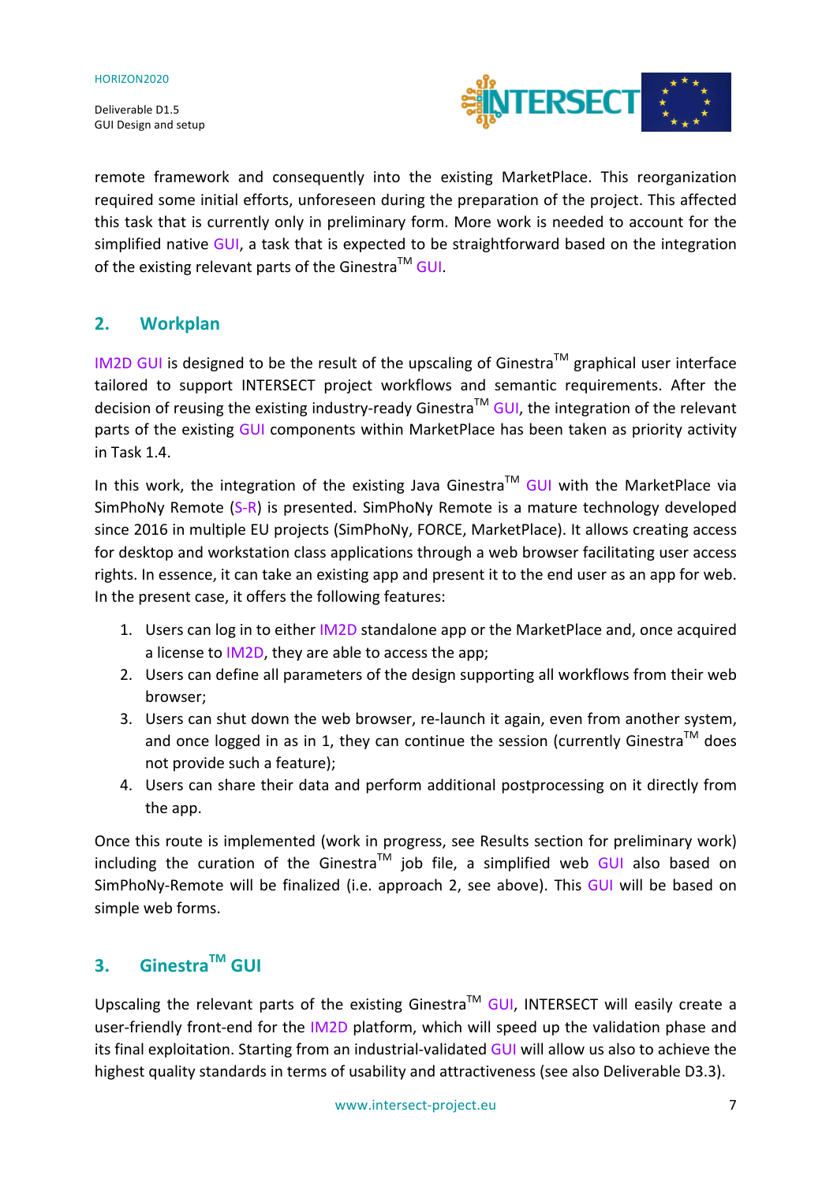remote framework and consequently into the existing MarketPlace. This reorganization required some initial efforts, unforeseen during the preparation of the project. This affected this task that is currently only in preliminary form. More work is needed to account for the simplified native GUI, a task that is expected to be straightforward based on the integration of the existing relevant parts of the Ginestra™ GUI.

## 2. Workplan

IM2D GUI is designed to be the result of the upscaling of Ginestra™ graphical user interface tailored to support INTERSECT project workflows and semantic requirements. After the decision of reusing the existing industry-ready Ginestra™ GUI, the integration of the relevant parts of the existing GUI components within MarketPlace has been taken as priority activity in Task 1.4.

In this work, the integration of the existing Java Ginestra™ GUI with the MarketPlace via SimPhoNy Remote (S-R) is presented. SimPhoNy Remote is a mature technology developed since 2016 in multiple EU projects (SimPhoNy, FORCE, MarketPlace). It allows creating access for desktop and workstation class applications through a web browser facilitating user access rights. In essence, it can take an existing app and present it to the end user as an app for web. In the present case, it offers the following features:

1. Users can log in to either IM2D standalone app or the MarketPlace and, once acquired a license to IM2D, they are able to access the app;
2. Users can define all parameters of the design supporting all workflows from their web browser;
3. Users can shut down the web browser, re-launch it again, even from another system, and once logged in as in 1, they can continue the session (currently Ginestra™ does not provide such a feature);
4. Users can share their data and perform additional postprocessing on it directly from the app.

Once this route is implemented (work in progress, see Results section for preliminary work) including the curation of the Ginestra™ job file, a simplified web GUI also based on SimPhoNy-Remote will be finalized (i.e. approach 2, see above). This GUI will be based on simple web forms.

## 3. Ginestra™ GUI

Upscaling the relevant parts of the existing Ginestra™ GUI, INTERSECT will easily create a user-friendly front-end for the IM2D platform, which will speed up the validation phase and its final exploitation. Starting from an industrial-validated GUI will allow us also to achieve the highest quality standards in terms of usability and attractiveness (see also Deliverable D3.3).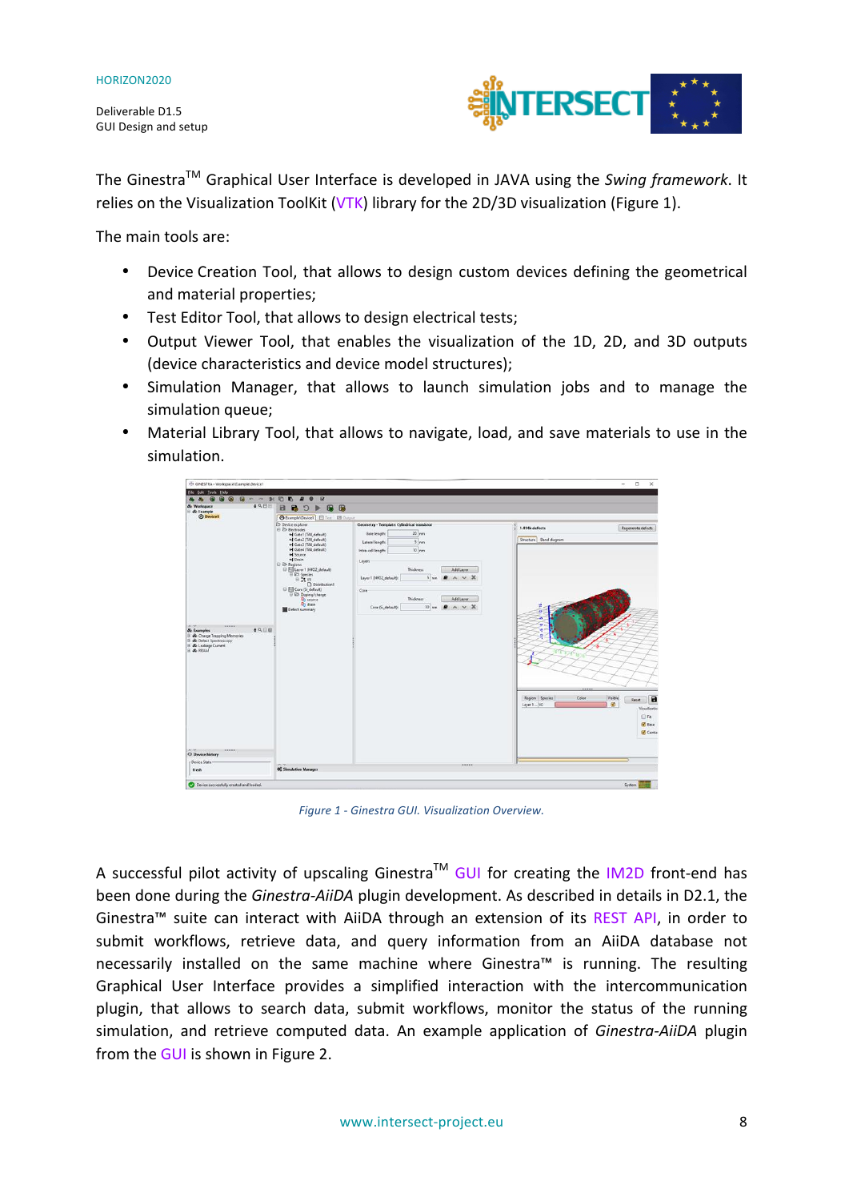The Ginestra™ Graphical User Interface is developed in JAVA using the *Swing framework*. It relies on the Visualization ToolKit (VTK) library for the 2D/3D visualization (Figure 1).

The main tools are:

- Device Creation Tool, that allows to design custom devices defining the geometrical and material properties;
- Test Editor Tool, that allows to design electrical tests;
- Output Viewer Tool, that enables the visualization of the 1D, 2D, and 3D outputs (device characteristics and device model structures);
- Simulation Manager, that allows to launch simulation jobs and to manage the simulation queue;
- Material Library Tool, that allows to navigate, load, and save materials to use in the simulation.

*Figure 1 - Ginestra GUI. Visualization Overview.*

A successful pilot activity of upscaling Ginestra™ GUI for creating the IM2D front-end has been done during the *Ginestra-AiiDA* plugin development. As described in details in D2.1, the Ginestra™ suite can interact with AiiDA through an extension of its REST API, in order to submit workflows, retrieve data, and query information from an AiiDA database not necessarily installed on the same machine where Ginestra™ is running. The resulting Graphical User Interface provides a simplified interaction with the intercommunication plugin, that allows to search data, submit workflows, monitor the status of the running simulation, and retrieve computed data. An example application of *Ginestra-AiiDA* plugin from the GUI is shown in Figure 2.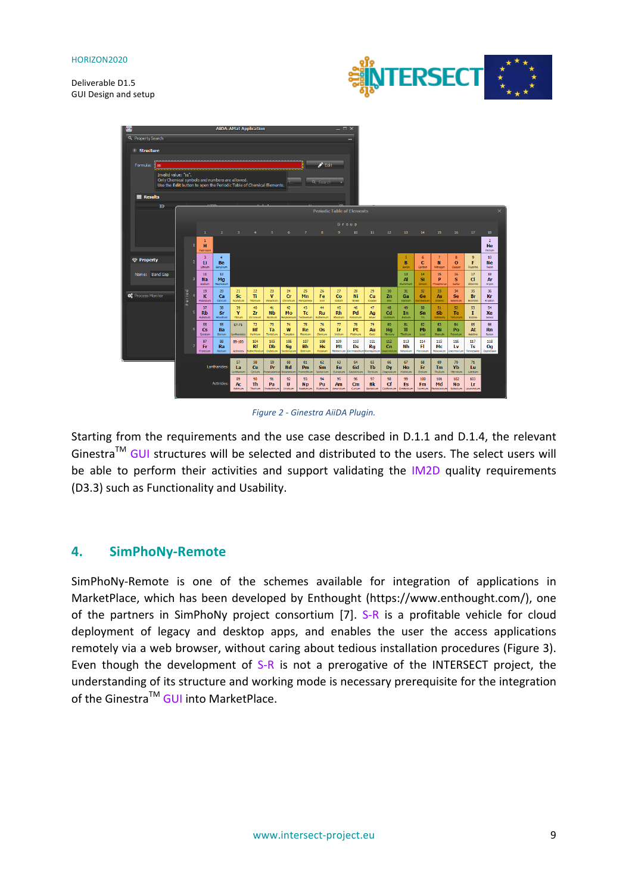*Figure 2 - Ginestra AiiDA Plugin.*

Starting from the requirements and the use case described in D.1.1 and D.1.4, the relevant Ginestra$^{TM}$ GUI structures will be selected and distributed to the users. The select users will be able to perform their activities and support validating the IM2D quality requirements (D3.3) such as Functionality and Usability.

## 4. SimPhoNy-Remote

SimPhoNy-Remote is one of the schemes available for integration of applications in MarketPlace, which has been developed by Enthought (https://www.enthought.com/), one of the partners in SimPhoNy project consortium [7]. S-R is a profitable vehicle for cloud deployment of legacy and desktop apps, and enables the user the access applications remotely via a web browser, without caring about tedious installation procedures (Figure 3). Even though the development of S-R is not a prerogative of the INTERSECT project, the understanding of its structure and working mode is necessary prerequisite for the integration of the Ginestra$^{TM}$ GUI into MarketPlace.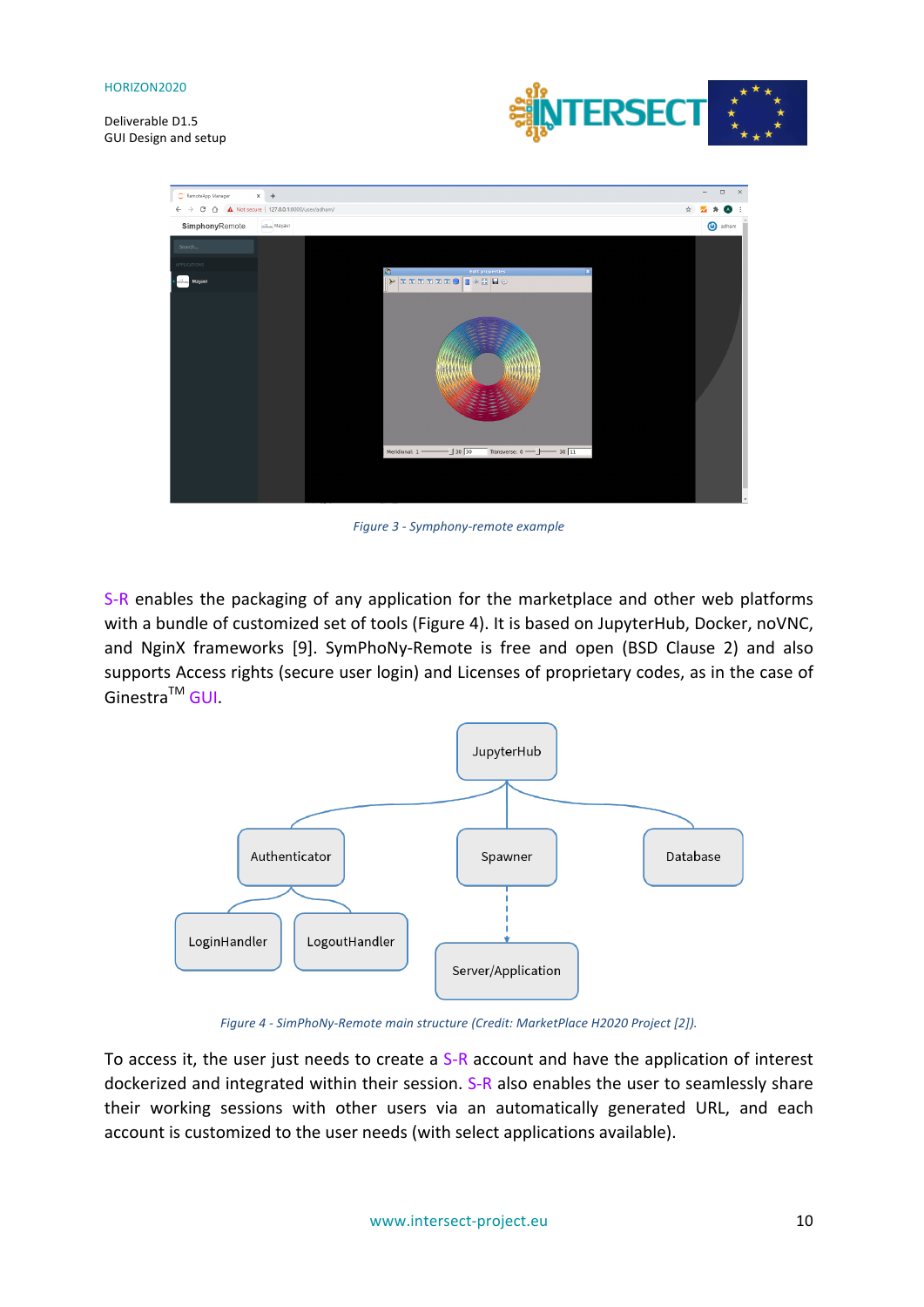*Figure 3 - Symphony-remote example*

S-R enables the packaging of any application for the marketplace and other web platforms with a bundle of customized set of tools (Figure 4). It is based on JupyterHub, Docker, noVNC, and NginX frameworks [9]. SymPhoNy-Remote is free and open (BSD Clause 2) and also supports Access rights (secure user login) and Licenses of proprietary codes, as in the case of Ginestra™ GUI.

*Figure 4 - SimPhoNy-Remote main structure (Credit: MarketPlace H2020 Project [2]).*

To access it, the user just needs to create a S-R account and have the application of interest dockerized and integrated within their session. S-R also enables the user to seamlessly share their working sessions with other users via an automatically generated URL, and each account is customized to the user needs (with select applications available).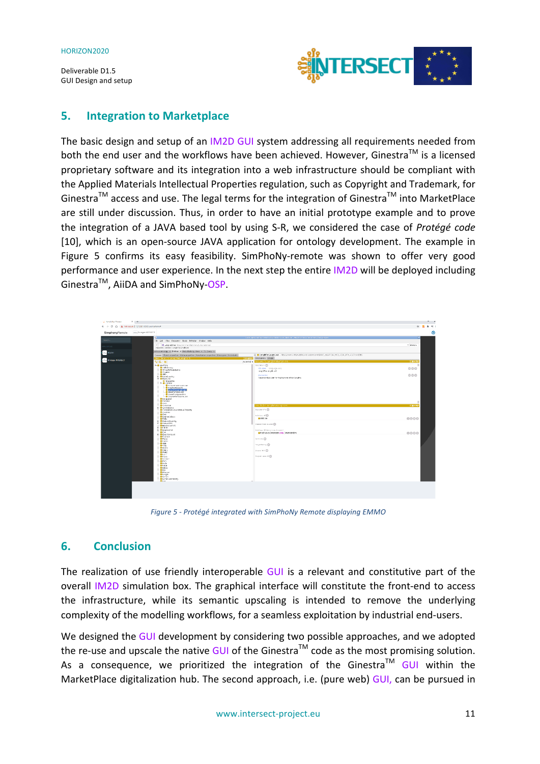## 5. Integration to Marketplace

The basic design and setup of an IM2D GUI system addressing all requirements needed from both the end user and the workflows have been achieved. However, Ginestra™ is a licensed proprietary software and its integration into a web infrastructure should be compliant with the Applied Materials Intellectual Properties regulation, such as Copyright and Trademark, for Ginestra™ access and use. The legal terms for the integration of Ginestra™ into MarketPlace are still under discussion. Thus, in order to have an initial prototype example and to prove the integration of a JAVA based tool by using S-R, we considered the case of *Protégé code* [10], which is an open-source JAVA application for ontology development. The example in Figure 5 confirms its easy feasibility. SimPhoNy-remote was shown to offer very good performance and user experience. In the next step the entire IM2D will be deployed including Ginestra™, AiiDA and SimPhoNy-OSP.

*Figure 5 - Protégé integrated with SimPhoNy Remote displaying EMMO*

## 6. Conclusion

The realization of use friendly interoperable GUI is a relevant and constitutive part of the overall IM2D simulation box. The graphical interface will constitute the front-end to access the infrastructure, while its semantic upscaling is intended to remove the underlying complexity of the modelling workflows, for a seamless exploitation by industrial end-users.

We designed the GUI development by considering two possible approaches, and we adopted the re-use and upscale the native GUI of the Ginestra™ code as the most promising solution. As a consequence, we prioritized the integration of the Ginestra™ GUI within the MarketPlace digitalization hub. The second approach, i.e. (pure web) GUI, can be pursued in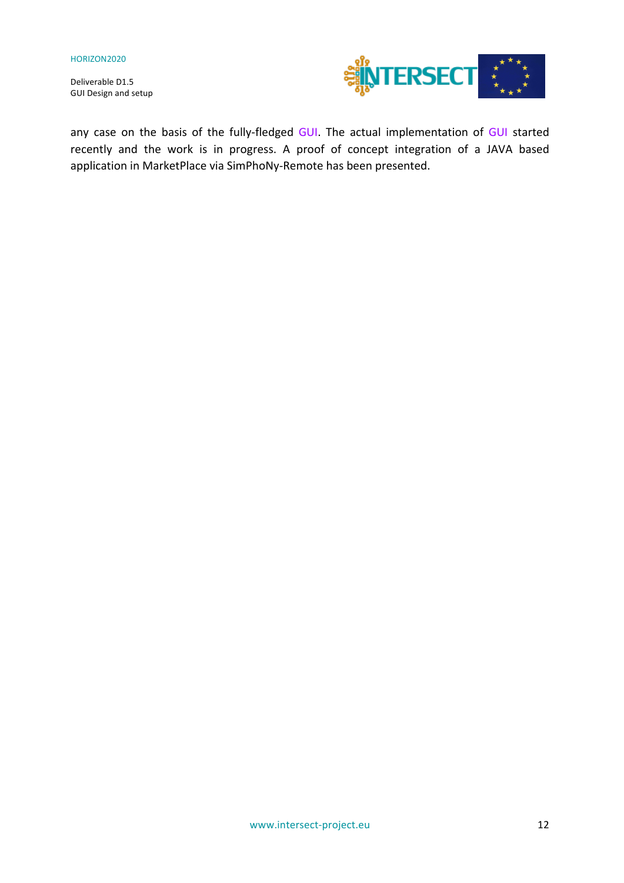any case on the basis of the fully-fledged GUI. The actual implementation of GUI started recently and the work is in progress. A proof of concept integration of a JAVA based application in MarketPlace via SimPhoNy-Remote has been presented.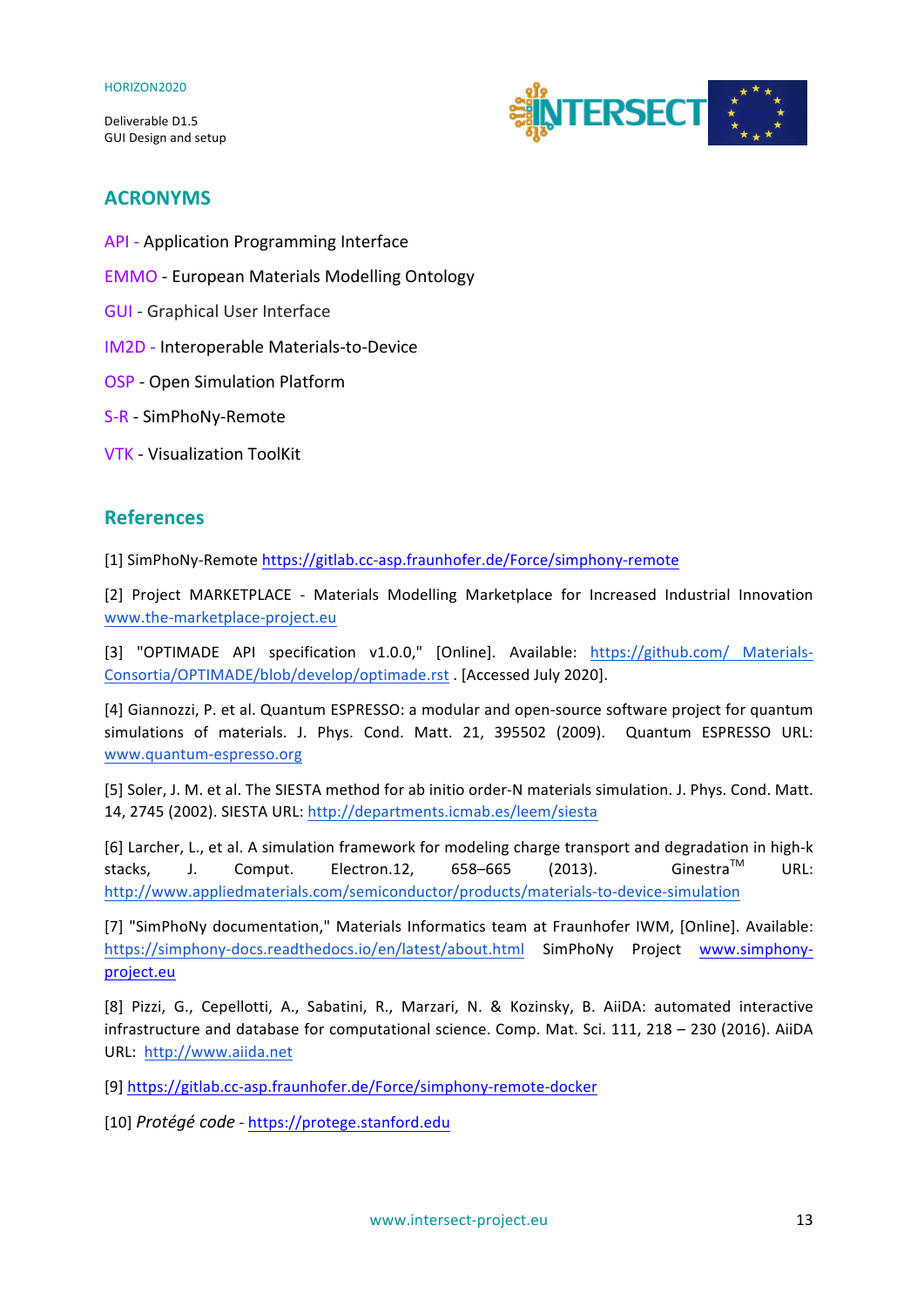## ACRONYMS

API - Application Programming Interface

EMMO - European Materials Modelling Ontology

GUI - Graphical User Interface

IM2D - Interoperable Materials-to-Device

OSP - Open Simulation Platform

S-R - SimPhoNy-Remote

VTK - Visualization ToolKit

## References

[1] SimPhoNy-Remote https://gitlab.cc-asp.fraunhofer.de/Force/simphony-remote

[2] Project MARKETPLACE - Materials Modelling Marketplace for Increased Industrial Innovation www.the-marketplace-project.eu

[3] "OPTIMADE API specification v1.0.0," [Online]. Available: https://github.com/ Materials-Consortia/OPTIMADE/blob/develop/optimade.rst . [Accessed July 2020].

[4] Giannozzi, P. et al. Quantum ESPRESSO: a modular and open-source software project for quantum simulations of materials. J. Phys. Cond. Matt. 21, 395502 (2009). Quantum ESPRESSO URL: www.quantum-espresso.org

[5] Soler, J. M. et al. The SIESTA method for ab initio order-N materials simulation. J. Phys. Cond. Matt. 14, 2745 (2002). SIESTA URL: http://departments.icmab.es/leem/siesta

[6] Larcher, L., et al. A simulation framework for modeling charge transport and degradation in high-k stacks, J. Comput. Electron.12, 658–665 (2013). Ginestra™ URL: http://www.appliedmaterials.com/semiconductor/products/materials-to-device-simulation

[7] "SimPhoNy documentation," Materials Informatics team at Fraunhofer IWM, [Online]. Available: https://simphony-docs.readthedocs.io/en/latest/about.html SimPhoNy Project www.simphony-project.eu

[8] Pizzi, G., Cepellotti, A., Sabatini, R., Marzari, N. & Kozinsky, B. AiiDA: automated interactive infrastructure and database for computational science. Comp. Mat. Sci. 111, 218 – 230 (2016). AiiDA URL: http://www.aiida.net

[9] https://gitlab.cc-asp.fraunhofer.de/Force/simphony-remote-docker

[10] *Protégé code* - https://protege.stanford.edu